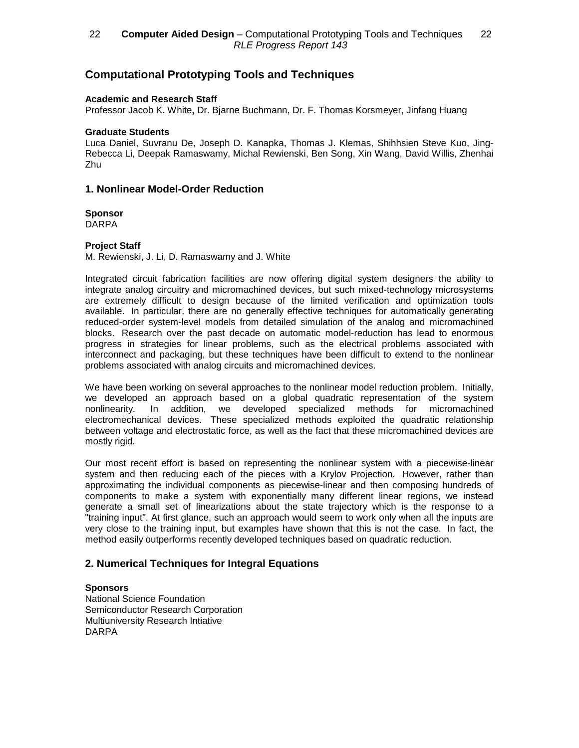# Computational Prototyping Tools and Techniques

**Academic and Research Staff**
Professor Jacob K. White, Dr. Bjarne Buchmann, Dr. F. Thomas Korsmeyer, Jinfang Huang

**Graduate Students**
Luca Daniel, Suvranu De, Joseph D. Kanapka, Thomas J. Klemas, Shihhsien Steve Kuo, Jing-Rebecca Li, Deepak Ramaswamy, Michal Rewienski, Ben Song, Xin Wang, David Willis, Zhenhai Zhu

## 1. Nonlinear Model-Order Reduction

**Sponsor**
DARPA

**Project Staff**
M. Rewienski, J. Li, D. Ramaswamy and J. White

Integrated circuit fabrication facilities are now offering digital system designers the ability to integrate analog circuitry and micromachined devices, but such mixed-technology microsystems are extremely difficult to design because of the limited verification and optimization tools available. In particular, there are no generally effective techniques for automatically generating reduced-order system-level models from detailed simulation of the analog and micromachined blocks. Research over the past decade on automatic model-reduction has lead to enormous progress in strategies for linear problems, such as the electrical problems associated with interconnect and packaging, but these techniques have been difficult to extend to the nonlinear problems associated with analog circuits and micromachined devices.

We have been working on several approaches to the nonlinear model reduction problem. Initially, we developed an approach based on a global quadratic representation of the system nonlinearity. In addition, we developed specialized methods for micromachined electromechanical devices. These specialized methods exploited the quadratic relationship between voltage and electrostatic force, as well as the fact that these micromachined devices are mostly rigid.

Our most recent effort is based on representing the nonlinear system with a piecewise-linear system and then reducing each of the pieces with a Krylov Projection. However, rather than approximating the individual components as piecewise-linear and then composing hundreds of components to make a system with exponentially many different linear regions, we instead generate a small set of linearizations about the state trajectory which is the response to a "training input". At first glance, such an approach would seem to work only when all the inputs are very close to the training input, but examples have shown that this is not the case. In fact, the method easily outperforms recently developed techniques based on quadratic reduction.

## 2. Numerical Techniques for Integral Equations

**Sponsors**
National Science Foundation
Semiconductor Research Corporation
Multiuniversity Research Intiative
DARPA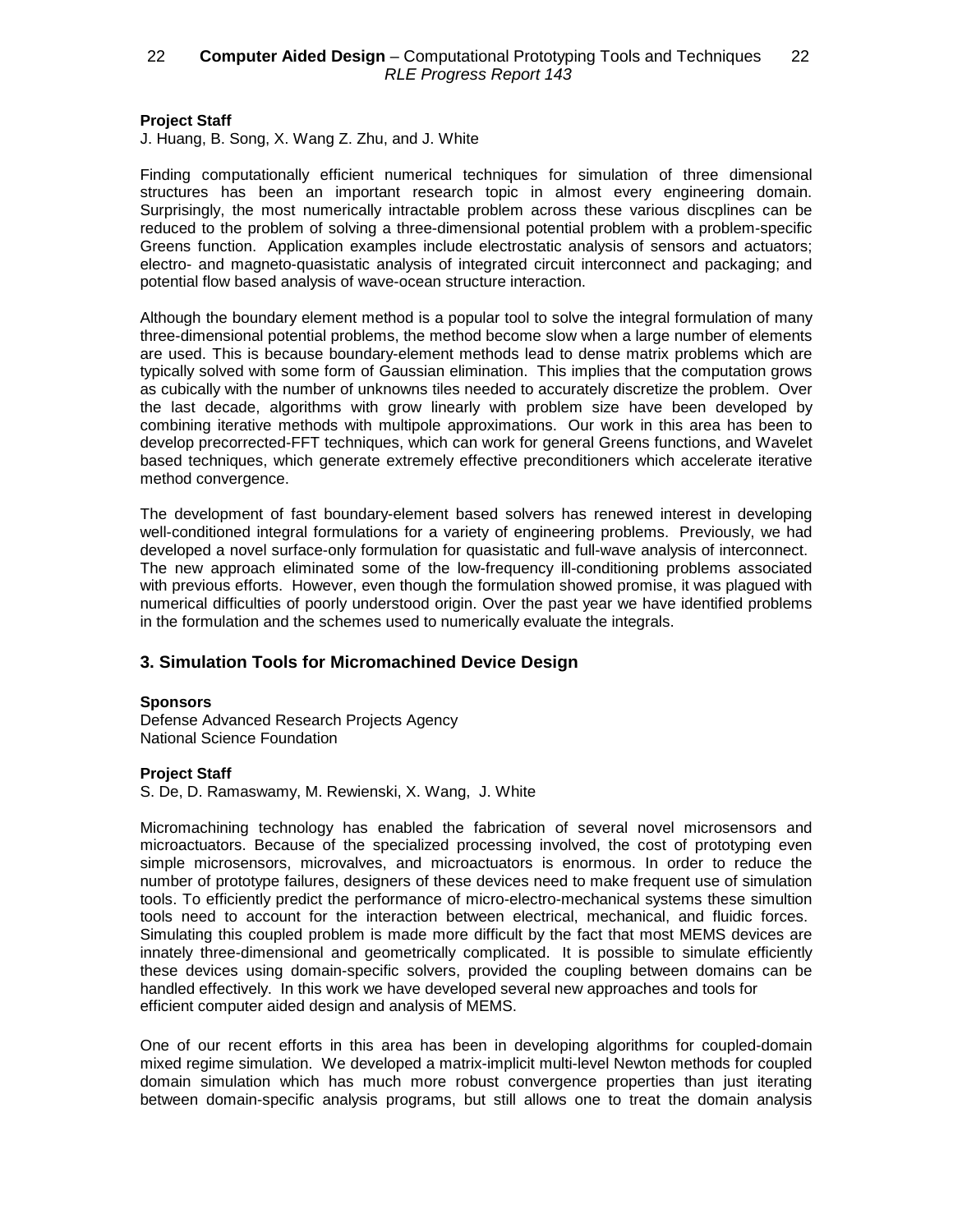**Project Staff**

J. Huang, B. Song, X. Wang Z. Zhu, and J. White

Finding computationally efficient numerical techniques for simulation of three dimensional structures has been an important research topic in almost every engineering domain. Surprisingly, the most numerically intractable problem across these various discplines can be reduced to the problem of solving a three-dimensional potential problem with a problem-specific Greens function. Application examples include electrostatic analysis of sensors and actuators; electro- and magneto-quasistatic analysis of integrated circuit interconnect and packaging; and potential flow based analysis of wave-ocean structure interaction.

Although the boundary element method is a popular tool to solve the integral formulation of many three-dimensional potential problems, the method become slow when a large number of elements are used. This is because boundary-element methods lead to dense matrix problems which are typically solved with some form of Gaussian elimination. This implies that the computation grows as cubically with the number of unknowns tiles needed to accurately discretize the problem. Over the last decade, algorithms with grow linearly with problem size have been developed by combining iterative methods with multipole approximations. Our work in this area has been to develop precorrected-FFT techniques, which can work for general Greens functions, and Wavelet based techniques, which generate extremely effective preconditioners which accelerate iterative method convergence.

The development of fast boundary-element based solvers has renewed interest in developing well-conditioned integral formulations for a variety of engineering problems. Previously, we had developed a novel surface-only formulation for quasistatic and full-wave analysis of interconnect. The new approach eliminated some of the low-frequency ill-conditioning problems associated with previous efforts. However, even though the formulation showed promise, it was plagued with numerical difficulties of poorly understood origin. Over the past year we have identified problems in the formulation and the schemes used to numerically evaluate the integrals.

## 3. Simulation Tools for Micromachined Device Design

**Sponsors**

Defense Advanced Research Projects Agency
National Science Foundation

**Project Staff**

S. De, D. Ramaswamy, M. Rewienski, X. Wang, J. White

Micromachining technology has enabled the fabrication of several novel microsensors and microactuators. Because of the specialized processing involved, the cost of prototyping even simple microsensors, microvalves, and microactuators is enormous. In order to reduce the number of prototype failures, designers of these devices need to make frequent use of simulation tools. To efficiently predict the performance of micro-electro-mechanical systems these simultion tools need to account for the interaction between electrical, mechanical, and fluidic forces. Simulating this coupled problem is made more difficult by the fact that most MEMS devices are innately three-dimensional and geometrically complicated. It is possible to simulate efficiently these devices using domain-specific solvers, provided the coupling between domains can be handled effectively. In this work we have developed several new approaches and tools for efficient computer aided design and analysis of MEMS.

One of our recent efforts in this area has been in developing algorithms for coupled-domain mixed regime simulation. We developed a matrix-implicit multi-level Newton methods for coupled domain simulation which has much more robust convergence properties than just iterating between domain-specific analysis programs, but still allows one to treat the domain analysis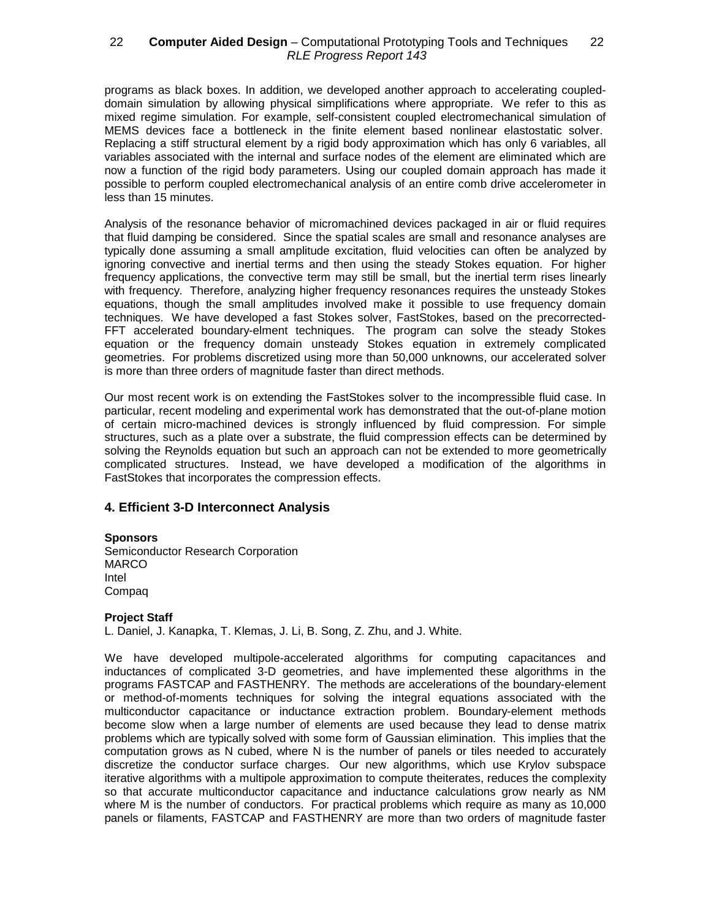programs as black boxes. In addition, we developed another approach to accelerating coupled-domain simulation by allowing physical simplifications where appropriate. We refer to this as mixed regime simulation. For example, self-consistent coupled electromechanical simulation of MEMS devices face a bottleneck in the finite element based nonlinear elastostatic solver. Replacing a stiff structural element by a rigid body approximation which has only 6 variables, all variables associated with the internal and surface nodes of the element are eliminated which are now a function of the rigid body parameters. Using our coupled domain approach has made it possible to perform coupled electromechanical analysis of an entire comb drive accelerometer in less than 15 minutes.

Analysis of the resonance behavior of micromachined devices packaged in air or fluid requires that fluid damping be considered. Since the spatial scales are small and resonance analyses are typically done assuming a small amplitude excitation, fluid velocities can often be analyzed by ignoring convective and inertial terms and then using the steady Stokes equation. For higher frequency applications, the convective term may still be small, but the inertial term rises linearly with frequency. Therefore, analyzing higher frequency resonances requires the unsteady Stokes equations, though the small amplitudes involved make it possible to use frequency domain techniques. We have developed a fast Stokes solver, FastStokes, based on the precorrected-FFT accelerated boundary-elment techniques. The program can solve the steady Stokes equation or the frequency domain unsteady Stokes equation in extremely complicated geometries. For problems discretized using more than 50,000 unknowns, our accelerated solver is more than three orders of magnitude faster than direct methods.

Our most recent work is on extending the FastStokes solver to the incompressible fluid case. In particular, recent modeling and experimental work has demonstrated that the out-of-plane motion of certain micro-machined devices is strongly influenced by fluid compression. For simple structures, such as a plate over a substrate, the fluid compression effects can be determined by solving the Reynolds equation but such an approach can not be extended to more geometrically complicated structures. Instead, we have developed a modification of the algorithms in FastStokes that incorporates the compression effects.

## 4. Efficient 3-D Interconnect Analysis

**Sponsors**

Semiconductor Research Corporation
MARCO
Intel
Compaq

**Project Staff**

L. Daniel, J. Kanapka, T. Klemas, J. Li, B. Song, Z. Zhu, and J. White.

We have developed multipole-accelerated algorithms for computing capacitances and inductances of complicated 3-D geometries, and have implemented these algorithms in the programs FASTCAP and FASTHENRY. The methods are accelerations of the boundary-element or method-of-moments techniques for solving the integral equations associated with the multiconductor capacitance or inductance extraction problem. Boundary-element methods become slow when a large number of elements are used because they lead to dense matrix problems which are typically solved with some form of Gaussian elimination. This implies that the computation grows as N cubed, where N is the number of panels or tiles needed to accurately discretize the conductor surface charges. Our new algorithms, which use Krylov subspace iterative algorithms with a multipole approximation to compute theiterates, reduces the complexity so that accurate multiconductor capacitance and inductance calculations grow nearly as NM where M is the number of conductors. For practical problems which require as many as 10,000 panels or filaments, FASTCAP and FASTHENRY are more than two orders of magnitude faster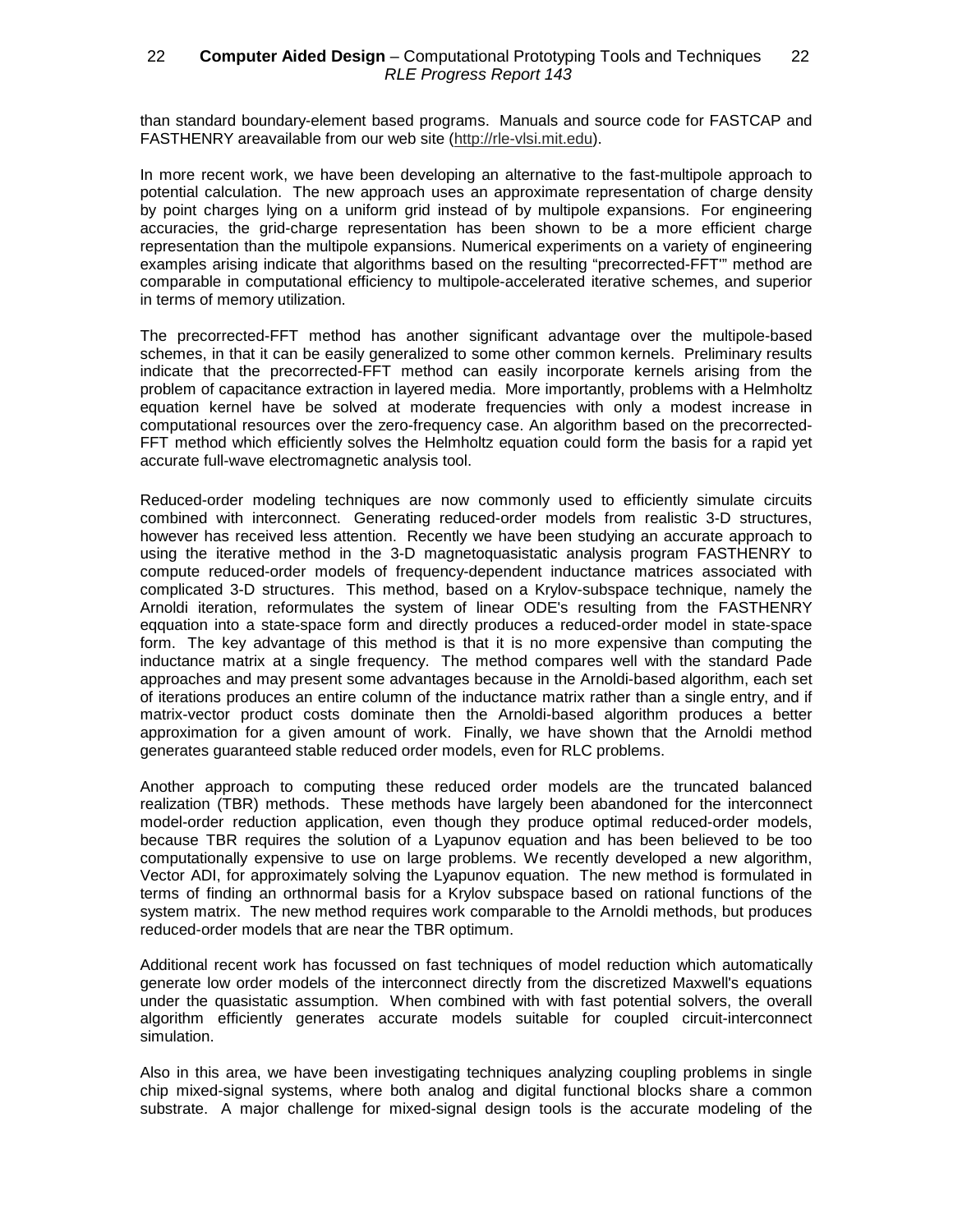than standard boundary-element based programs. Manuals and source code for FASTCAP and FASTHENRY areavailable from our web site (http://rle-vlsi.mit.edu).

In more recent work, we have been developing an alternative to the fast-multipole approach to potential calculation. The new approach uses an approximate representation of charge density by point charges lying on a uniform grid instead of by multipole expansions. For engineering accuracies, the grid-charge representation has been shown to be a more efficient charge representation than the multipole expansions. Numerical experiments on a variety of engineering examples arising indicate that algorithms based on the resulting "precorrected-FFT'" method are comparable in computational efficiency to multipole-accelerated iterative schemes, and superior in terms of memory utilization.

The precorrected-FFT method has another significant advantage over the multipole-based schemes, in that it can be easily generalized to some other common kernels. Preliminary results indicate that the precorrected-FFT method can easily incorporate kernels arising from the problem of capacitance extraction in layered media. More importantly, problems with a Helmholtz equation kernel have be solved at moderate frequencies with only a modest increase in computational resources over the zero-frequency case. An algorithm based on the precorrected-FFT method which efficiently solves the Helmholtz equation could form the basis for a rapid yet accurate full-wave electromagnetic analysis tool.

Reduced-order modeling techniques are now commonly used to efficiently simulate circuits combined with interconnect. Generating reduced-order models from realistic 3-D structures, however has received less attention. Recently we have been studying an accurate approach to using the iterative method in the 3-D magnetoquasistatic analysis program FASTHENRY to compute reduced-order models of frequency-dependent inductance matrices associated with complicated 3-D structures. This method, based on a Krylov-subspace technique, namely the Arnoldi iteration, reformulates the system of linear ODE's resulting from the FASTHENRY eqquation into a state-space form and directly produces a reduced-order model in state-space form. The key advantage of this method is that it is no more expensive than computing the inductance matrix at a single frequency. The method compares well with the standard Pade approaches and may present some advantages because in the Arnoldi-based algorithm, each set of iterations produces an entire column of the inductance matrix rather than a single entry, and if matrix-vector product costs dominate then the Arnoldi-based algorithm produces a better approximation for a given amount of work. Finally, we have shown that the Arnoldi method generates guaranteed stable reduced order models, even for RLC problems.

Another approach to computing these reduced order models are the truncated balanced realization (TBR) methods. These methods have largely been abandoned for the interconnect model-order reduction application, even though they produce optimal reduced-order models, because TBR requires the solution of a Lyapunov equation and has been believed to be too computationally expensive to use on large problems. We recently developed a new algorithm, Vector ADI, for approximately solving the Lyapunov equation. The new method is formulated in terms of finding an orthnormal basis for a Krylov subspace based on rational functions of the system matrix. The new method requires work comparable to the Arnoldi methods, but produces reduced-order models that are near the TBR optimum.

Additional recent work has focussed on fast techniques of model reduction which automatically generate low order models of the interconnect directly from the discretized Maxwell's equations under the quasistatic assumption. When combined with with fast potential solvers, the overall algorithm efficiently generates accurate models suitable for coupled circuit-interconnect simulation.

Also in this area, we have been investigating techniques analyzing coupling problems in single chip mixed-signal systems, where both analog and digital functional blocks share a common substrate. A major challenge for mixed-signal design tools is the accurate modeling of the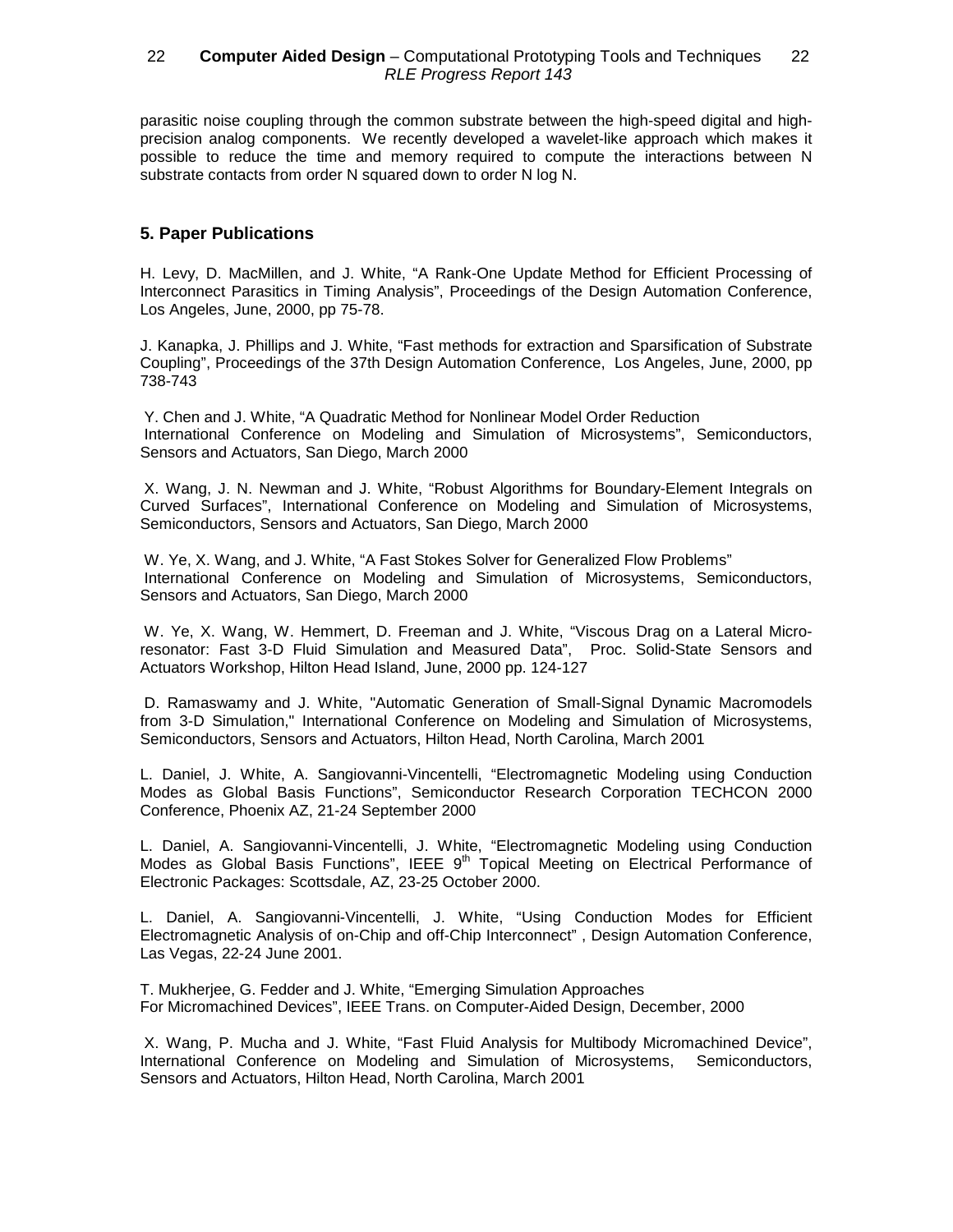parasitic noise coupling through the common substrate between the high-speed digital and high-precision analog components. We recently developed a wavelet-like approach which makes it possible to reduce the time and memory required to compute the interactions between N substrate contacts from order N squared down to order N log N.

## 5. Paper Publications

H. Levy, D. MacMillen, and J. White, "A Rank-One Update Method for Efficient Processing of Interconnect Parasitics in Timing Analysis", Proceedings of the Design Automation Conference, Los Angeles, June, 2000, pp 75-78.

J. Kanapka, J. Phillips and J. White, "Fast methods for extraction and Sparsification of Substrate Coupling", Proceedings of the 37th Design Automation Conference, Los Angeles, June, 2000, pp 738-743

Y. Chen and J. White, "A Quadratic Method for Nonlinear Model Order Reduction International Conference on Modeling and Simulation of Microsystems", Semiconductors, Sensors and Actuators, San Diego, March 2000

X. Wang, J. N. Newman and J. White, "Robust Algorithms for Boundary-Element Integrals on Curved Surfaces", International Conference on Modeling and Simulation of Microsystems, Semiconductors, Sensors and Actuators, San Diego, March 2000

W. Ye, X. Wang, and J. White, "A Fast Stokes Solver for Generalized Flow Problems" International Conference on Modeling and Simulation of Microsystems, Semiconductors, Sensors and Actuators, San Diego, March 2000

W. Ye, X. Wang, W. Hemmert, D. Freeman and J. White, "Viscous Drag on a Lateral Micro-resonator: Fast 3-D Fluid Simulation and Measured Data", Proc. Solid-State Sensors and Actuators Workshop, Hilton Head Island, June, 2000 pp. 124-127

D. Ramaswamy and J. White, "Automatic Generation of Small-Signal Dynamic Macromodels from 3-D Simulation," International Conference on Modeling and Simulation of Microsystems, Semiconductors, Sensors and Actuators, Hilton Head, North Carolina, March 2001

L. Daniel, J. White, A. Sangiovanni-Vincentelli, "Electromagnetic Modeling using Conduction Modes as Global Basis Functions", Semiconductor Research Corporation TECHCON 2000 Conference, Phoenix AZ, 21-24 September 2000

L. Daniel, A. Sangiovanni-Vincentelli, J. White, "Electromagnetic Modeling using Conduction Modes as Global Basis Functions", IEEE 9th Topical Meeting on Electrical Performance of Electronic Packages: Scottsdale, AZ, 23-25 October 2000.

L. Daniel, A. Sangiovanni-Vincentelli, J. White, "Using Conduction Modes for Efficient Electromagnetic Analysis of on-Chip and off-Chip Interconnect" , Design Automation Conference, Las Vegas, 22-24 June 2001.

T. Mukherjee, G. Fedder and J. White, "Emerging Simulation Approaches For Micromachined Devices", IEEE Trans. on Computer-Aided Design, December, 2000

X. Wang, P. Mucha and J. White, "Fast Fluid Analysis for Multibody Micromachined Device", International Conference on Modeling and Simulation of Microsystems, Semiconductors, Sensors and Actuators, Hilton Head, North Carolina, March 2001